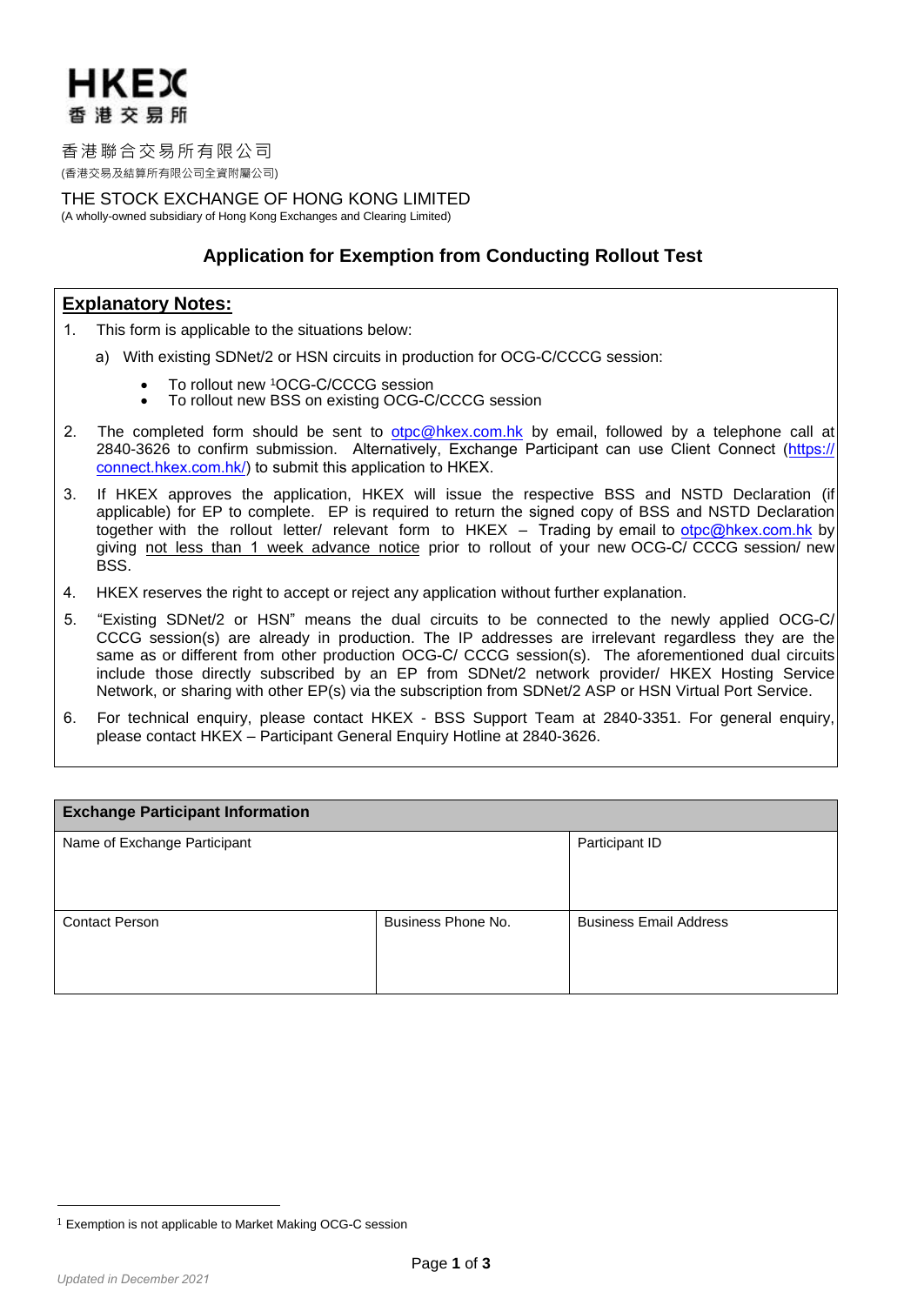**HKEX**
**香港交易所**

香港聯合交易所有限公司
(香港交易及結算所有限公司全資附屬公司)

THE STOCK EXCHANGE OF HONG KONG LIMITED
(A wholly-owned subsidiary of Hong Kong Exchanges and Clearing Limited)

# Application for Exemption from Conducting Rollout Test

## Explanatory Notes:

1. This form is applicable to the situations below:
   a) With existing SDNet/2 or HSN circuits in production for OCG-C/CCCG session:
      - To rollout new [1]OCG-C/CCCG session
      - To rollout new BSS on existing OCG-C/CCCG session
2. The completed form should be sent to otpc@hkex.com.hk by email, followed by a telephone call at 2840-3626 to confirm submission. Alternatively, Exchange Participant can use Client Connect (https://connect.hkex.com.hk/) to submit this application to HKEX.
3. If HKEX approves the application, HKEX will issue the respective BSS and NSTD Declaration (if applicable) for EP to complete. EP is required to return the signed copy of BSS and NSTD Declaration together with the rollout letter/ relevant form to HKEX – Trading by email to otpc@hkex.com.hk by giving not less than 1 week advance notice prior to rollout of your new OCG-C/ CCCG session/ new BSS.
4. HKEX reserves the right to accept or reject any application without further explanation.
5. "Existing SDNet/2 or HSN" means the dual circuits to be connected to the newly applied OCG-C/ CCCG session(s) are already in production. The IP addresses are irrelevant regardless they are the same as or different from other production OCG-C/ CCCG session(s). The aforementioned dual circuits include those directly subscribed by an EP from SDNet/2 network provider/ HKEX Hosting Service Network, or sharing with other EP(s) via the subscription from SDNet/2 ASP or HSN Virtual Port Service.
6. For technical enquiry, please contact HKEX - BSS Support Team at 2840-3351. For general enquiry, please contact HKEX – Participant General Enquiry Hotline at 2840-3626.

| **Exchange Participant Information** | | |
|---|---|---|
| Name of Exchange Participant | | Participant ID |
| Contact Person | Business Phone No. | Business Email Address |

[1] Exemption is not applicable to Market Making OCG-C session

*Updated in December 2021*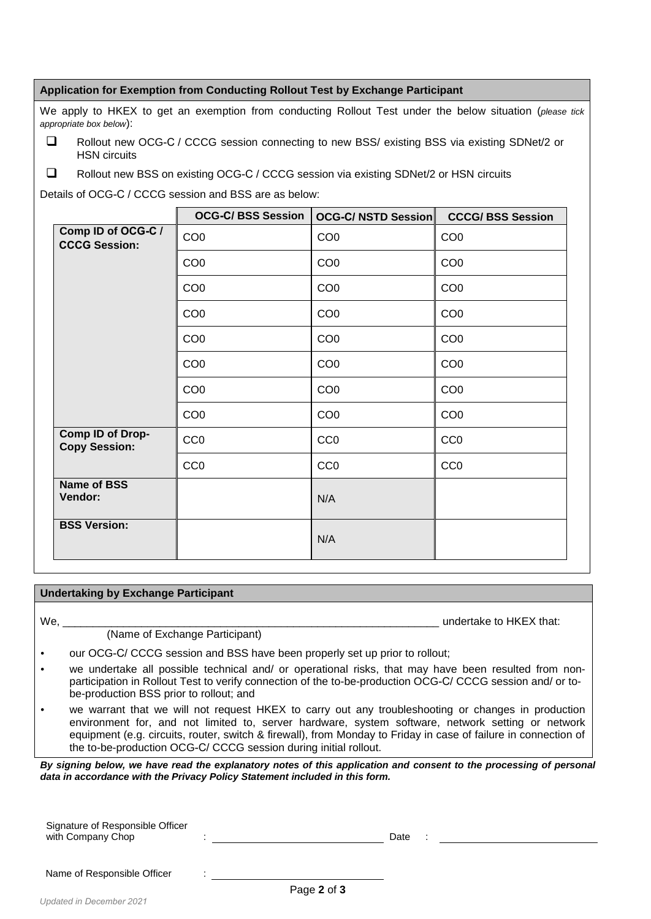## Application for Exemption from Conducting Rollout Test by Exchange Participant

We apply to HKEX to get an exemption from conducting Rollout Test under the below situation (*please tick appropriate box below*):

- ☐ Rollout new OCG-C / CCCG session connecting to new BSS/ existing BSS via existing SDNet/2 or HSN circuits
- ☐ Rollout new BSS on existing OCG-C / CCCG session via existing SDNet/2 or HSN circuits

Details of OCG-C / CCCG session and BSS are as below:

| | OCG-C/ BSS Session | OCG-C/ NSTD Session | CCCG/ BSS Session |
|---|---|---|---|
| **Comp ID of OCG-C / CCCG Session:** | CO0 | CO0 | CO0 |
| | CO0 | CO0 | CO0 |
| | CO0 | CO0 | CO0 |
| | CO0 | CO0 | CO0 |
| | CO0 | CO0 | CO0 |
| | CO0 | CO0 | CO0 |
| | CO0 | CO0 | CO0 |
| | CO0 | CO0 | CO0 |
| **Comp ID of Drop-Copy Session:** | CC0 | CC0 | CC0 |
| | CC0 | CC0 | CC0 |
| **Name of BSS Vendor:** | | N/A | |
| **BSS Version:** | | N/A | |

## Undertaking by Exchange Participant

We, _______________________________________________________________ undertake to HKEX that:
(Name of Exchange Participant)

- our OCG-C/ CCCG session and BSS have been properly set up prior to rollout;
- we undertake all possible technical and/ or operational risks, that may have been resulted from non-participation in Rollout Test to verify connection of the to-be-production OCG-C/ CCCG session and/ or to-be-production BSS prior to rollout; and
- we warrant that we will not request HKEX to carry out any troubleshooting or changes in production environment for, and not limited to, server hardware, system software, network setting or network equipment (e.g. circuits, router, switch & firewall), from Monday to Friday in case of failure in connection of the to-be-production OCG-C/ CCCG session during initial rollout.

***By signing below, we have read the explanatory notes of this application and consent to the processing of personal data in accordance with the Privacy Policy Statement included in this form.***

Signature of Responsible Officer with Company Chop : ______________________________ Date : ______________________________

Name of Responsible Officer : ______________________________

*Updated in December 2021*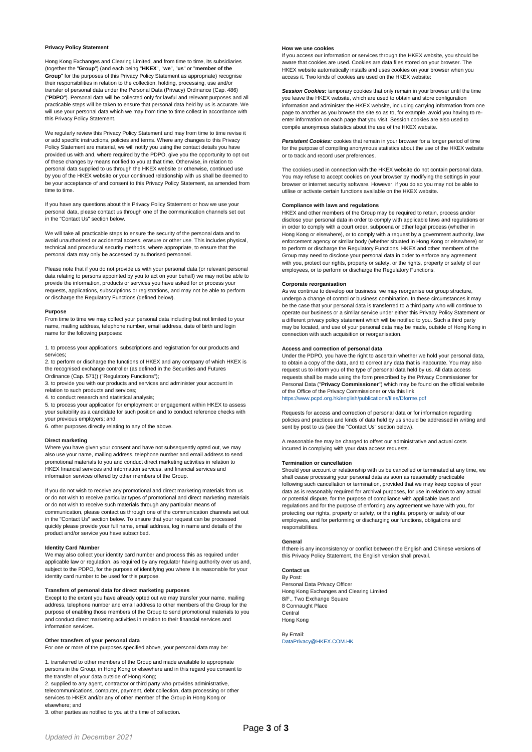**Privacy Policy Statement**

Hong Kong Exchanges and Clearing Limited, and from time to time, its subsidiaries (together the "**Group**") (and each being "**HKEX**", "**we**", "**us**" or "**member of the Group**" for the purposes of this Privacy Policy Statement as appropriate) recognise their responsibilities in relation to the collection, holding, processing, use and/or transfer of personal data under the Personal Data (Privacy) Ordinance (Cap. 486) ("**PDPO**"). Personal data will be collected only for lawful and relevant purposes and all practicable steps will be taken to ensure that personal data held by us is accurate. We will use your personal data which we may from time to time collect in accordance with this Privacy Policy Statement.

We regularly review this Privacy Policy Statement and may from time to time revise it or add specific instructions, policies and terms. Where any changes to this Privacy Policy Statement are material, we will notify you using the contact details you have provided us with and, where required by the PDPO, give you the opportunity to opt out of these changes by means notified to you at that time. Otherwise, in relation to personal data supplied to us through the HKEX website or otherwise, continued use by you of the HKEX website or your continued relationship with us shall be deemed to be your acceptance of and consent to this Privacy Policy Statement, as amended from time to time.

If you have any questions about this Privacy Policy Statement or how we use your personal data, please contact us through one of the communication channels set out in the "Contact Us" section below.

We will take all practicable steps to ensure the security of the personal data and to avoid unauthorised or accidental access, erasure or other use. This includes physical, technical and procedural security methods, where appropriate, to ensure that the personal data may only be accessed by authorised personnel.

Please note that if you do not provide us with your personal data (or relevant personal data relating to persons appointed by you to act on your behalf) we may not be able to provide the information, products or services you have asked for or process your requests, applications, subscriptions or registrations, and may not be able to perform or discharge the Regulatory Functions (defined below).

**Purpose**

From time to time we may collect your personal data including but not limited to your name, mailing address, telephone number, email address, date of birth and login name for the following purposes:

1. to process your applications, subscriptions and registration for our products and services;
2. to perform or discharge the functions of HKEX and any company of which HKEX is the recognised exchange controller (as defined in the Securities and Futures Ordinance (Cap. 571)) ("Regulatory Functions");
3. to provide you with our products and services and administer your account in relation to such products and services;
4. to conduct research and statistical analysis;
5. to process your application for employment or engagement within HKEX to assess your suitability as a candidate for such position and to conduct reference checks with your previous employers; and
6. other purposes directly relating to any of the above.

**Direct marketing**

Where you have given your consent and have not subsequently opted out, we may also use your name, mailing address, telephone number and email address to send promotional materials to you and conduct direct marketing activities in relation to HKEX financial services and information services, and financial services and information services offered by other members of the Group.

If you do not wish to receive any promotional and direct marketing materials from us or do not wish to receive particular types of promotional and direct marketing materials or do not wish to receive such materials through any particular means of communication, please contact us through one of the communication channels set out in the "Contact Us" section below. To ensure that your request can be processed quickly please provide your full name, email address, log in name and details of the product and/or service you have subscribed.

**Identity Card Number**

We may also collect your identity card number and process this as required under applicable law or regulation, as required by any regulator having authority over us and, subject to the PDPO, for the purpose of identifying you where it is reasonable for your identity card number to be used for this purpose.

**Transfers of personal data for direct marketing purposes**

Except to the extent you have already opted out we may transfer your name, mailing address, telephone number and email address to other members of the Group for the purpose of enabling those members of the Group to send promotional materials to you and conduct direct marketing activities in relation to their financial services and information services.

**Other transfers of your personal data**

For one or more of the purposes specified above, your personal data may be:

1. transferred to other members of the Group and made available to appropriate persons in the Group, in Hong Kong or elsewhere and in this regard you consent to the transfer of your data outside of Hong Kong;
2. supplied to any agent, contractor or third party who provides administrative, telecommunications, computer, payment, debt collection, data processing or other services to HKEX and/or any of other member of the Group in Hong Kong or elsewhere; and
3. other parties as notified to you at the time of collection.

**How we use cookies**

If you access our information or services through the HKEX website, you should be aware that cookies are used. Cookies are data files stored on your browser. The HKEX website automatically installs and uses cookies on your browser when you access it. Two kinds of cookies are used on the HKEX website:

***Session Cookies:*** temporary cookies that only remain in your browser until the time you leave the HKEX website, which are used to obtain and store configuration information and administer the HKEX website, including carrying information from one page to another as you browse the site so as to, for example, avoid you having to re-enter information on each page that you visit. Session cookies are also used to compile anonymous statistics about the use of the HKEX website.

***Persistent Cookies:*** cookies that remain in your browser for a longer period of time for the purpose of compiling anonymous statistics about the use of the HKEX website or to track and record user preferences.

The cookies used in connection with the HKEX website do not contain personal data. You may refuse to accept cookies on your browser by modifying the settings in your browser or internet security software. However, if you do so you may not be able to utilise or activate certain functions available on the HKEX website.

**Compliance with laws and regulations**

HKEX and other members of the Group may be required to retain, process and/or disclose your personal data in order to comply with applicable laws and regulations or in order to comply with a court order, subpoena or other legal process (whether in Hong Kong or elsewhere), or to comply with a request by a government authority, law enforcement agency or similar body (whether situated in Hong Kong or elsewhere) or to perform or discharge the Regulatory Functions. HKEX and other members of the Group may need to disclose your personal data in order to enforce any agreement with you, protect our rights, property or safety, or the rights, property or safety of our employees, or to perform or discharge the Regulatory Functions.

**Corporate reorganisation**

As we continue to develop our business, we may reorganise our group structure, undergo a change of control or business combination. In these circumstances it may be the case that your personal data is transferred to a third party who will continue to operate our business or a similar service under either this Privacy Policy Statement or a different privacy policy statement which will be notified to you. Such a third party may be located, and use of your personal data may be made, outside of Hong Kong in connection with such acquisition or reorganisation.

**Access and correction of personal data**

Under the PDPO, you have the right to ascertain whether we hold your personal data, to obtain a copy of the data, and to correct any data that is inaccurate. You may also request us to inform you of the type of personal data held by us. All data access requests shall be made using the form prescribed by the Privacy Commissioner for Personal Data ("**Privacy Commissioner**") which may be found on the official website of the Office of the Privacy Commissioner or via this link https://www.pcpd.org.hk/english/publications/files/Dforme.pdf

Requests for access and correction of personal data or for information regarding policies and practices and kinds of data held by us should be addressed in writing and sent by post to us (see the "Contact Us" section below).

A reasonable fee may be charged to offset our administrative and actual costs incurred in complying with your data access requests.

**Termination or cancellation**

Should your account or relationship with us be cancelled or terminated at any time, we shall cease processing your personal data as soon as reasonably practicable following such cancellation or termination, provided that we may keep copies of your data as is reasonably required for archival purposes, for use in relation to any actual or potential dispute, for the purpose of compliance with applicable laws and regulations and for the purpose of enforcing any agreement we have with you, for protecting our rights, property or safety, or the rights, property or safety of our employees, and for performing or discharging our functions, obligations and responsibilities.

**General**

If there is any inconsistency or conflict between the English and Chinese versions of this Privacy Policy Statement, the English version shall prevail.

**Contact us**

By Post:
Personal Data Privacy Officer
Hong Kong Exchanges and Clearing Limited
8/F., Two Exchange Square
8 Connaught Place
Central
Hong Kong

By Email:
DataPrivacy@HKEX.COM.HK

*Updated in December 2021*